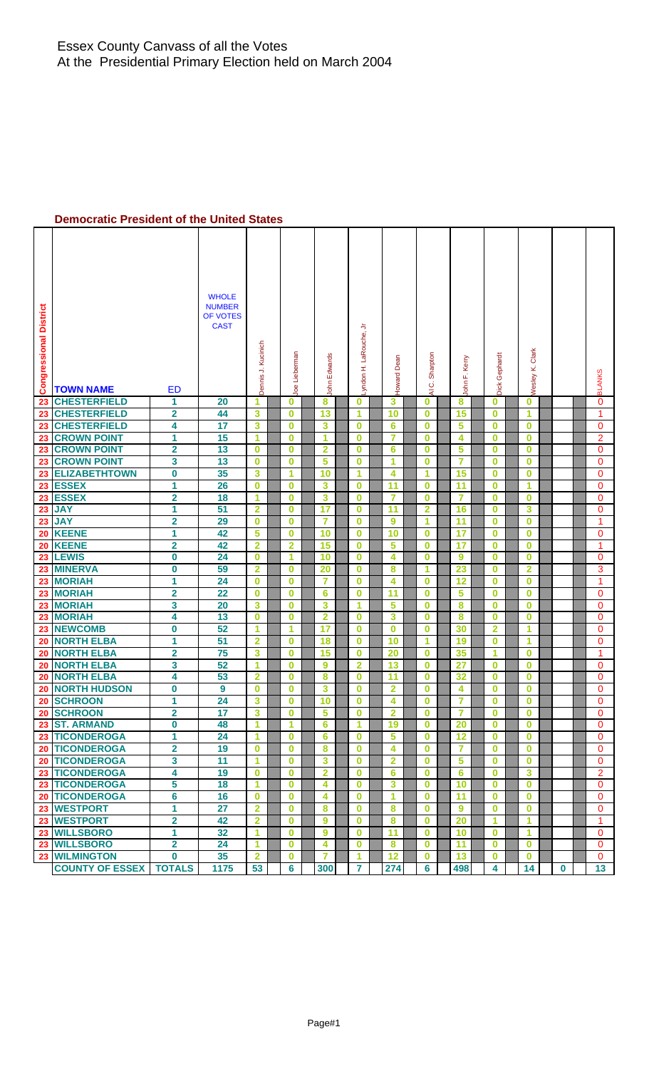# Essex County Canvass of all the Votes
At the Presidential Primary Election held on March 2004

## Democratic President of the United States

| Congressional District | TOWN NAME | ED | WHOLE NUMBER OF VOTES CAST | Dennis J. Kucinich | Joe Lieberman | John Edwards | Lyndon H. LaRouche, Jr | Howard Dean | Al C. Sharpton | John F. Kerry | Dick Gephardt | Wesley K. Clark | | BLANKS |
|---|---|---|---|---|---|---|---|---|---|---|---|---|---|---|
| 23 | CHESTERFIELD | 1 | 20 | 1 | 0 | 8 | 0 | 3 | 0 | 8 | 0 | 0 | | 0 |
| 23 | CHESTERFIELD | 2 | 44 | 3 | 0 | 13 | 1 | 10 | 0 | 15 | 0 | 1 | | 1 |
| 23 | CHESTERFIELD | 4 | 17 | 3 | 0 | 3 | 0 | 6 | 0 | 5 | 0 | 0 | | 0 |
| 23 | CROWN POINT | 1 | 15 | 1 | 0 | 1 | 0 | 7 | 0 | 4 | 0 | 0 | | 2 |
| 23 | CROWN POINT | 2 | 13 | 0 | 0 | 2 | 0 | 6 | 0 | 5 | 0 | 0 | | 0 |
| 23 | CROWN POINT | 3 | 13 | 0 | 0 | 5 | 0 | 1 | 0 | 7 | 0 | 0 | | 0 |
| 23 | ELIZABETHTOWN | 0 | 35 | 3 | 1 | 10 | 1 | 4 | 1 | 15 | 0 | 0 | | 0 |
| 23 | ESSEX | 1 | 26 | 0 | 0 | 3 | 0 | 11 | 0 | 11 | 0 | 1 | | 0 |
| 23 | ESSEX | 2 | 18 | 1 | 0 | 3 | 0 | 7 | 0 | 7 | 0 | 0 | | 0 |
| 23 | JAY | 1 | 51 | 2 | 0 | 17 | 0 | 11 | 2 | 16 | 0 | 3 | | 0 |
| 23 | JAY | 2 | 29 | 0 | 0 | 7 | 0 | 9 | 1 | 11 | 0 | 0 | | 1 |
| 20 | KEENE | 1 | 42 | 5 | 0 | 10 | 0 | 10 | 0 | 17 | 0 | 0 | | 0 |
| 20 | KEENE | 2 | 42 | 2 | 2 | 15 | 0 | 5 | 0 | 17 | 0 | 0 | | 1 |
| 23 | LEWIS | 0 | 24 | 0 | 1 | 10 | 0 | 4 | 0 | 9 | 0 | 0 | | 0 |
| 23 | MINERVA | 0 | 59 | 2 | 0 | 20 | 0 | 8 | 1 | 23 | 0 | 2 | | 3 |
| 23 | MORIAH | 1 | 24 | 0 | 0 | 7 | 0 | 4 | 0 | 12 | 0 | 0 | | 1 |
| 23 | MORIAH | 2 | 22 | 0 | 0 | 6 | 0 | 11 | 0 | 5 | 0 | 0 | | 0 |
| 23 | MORIAH | 3 | 20 | 3 | 0 | 3 | 1 | 5 | 0 | 8 | 0 | 0 | | 0 |
| 23 | MORIAH | 4 | 13 | 0 | 0 | 2 | 0 | 3 | 0 | 8 | 0 | 0 | | 0 |
| 23 | NEWCOMB | 0 | 52 | 1 | 1 | 17 | 0 | 0 | 0 | 30 | 2 | 1 | | 0 |
| 20 | NORTH ELBA | 1 | 51 | 2 | 0 | 18 | 0 | 10 | 1 | 19 | 0 | 1 | | 0 |
| 20 | NORTH ELBA | 2 | 75 | 3 | 0 | 15 | 0 | 20 | 0 | 35 | 1 | 0 | | 1 |
| 20 | NORTH ELBA | 3 | 52 | 1 | 0 | 9 | 2 | 13 | 0 | 27 | 0 | 0 | | 0 |
| 20 | NORTH ELBA | 4 | 53 | 2 | 0 | 8 | 0 | 11 | 0 | 32 | 0 | 0 | | 0 |
| 20 | NORTH HUDSON | 0 | 9 | 0 | 0 | 3 | 0 | 2 | 0 | 4 | 0 | 0 | | 0 |
| 20 | SCHROON | 1 | 24 | 3 | 0 | 10 | 0 | 4 | 0 | 7 | 0 | 0 | | 0 |
| 20 | SCHROON | 2 | 17 | 3 | 0 | 5 | 0 | 2 | 0 | 7 | 0 | 0 | | 0 |
| 23 | ST. ARMAND | 0 | 48 | 1 | 1 | 6 | 1 | 19 | 0 | 20 | 0 | 0 | | 0 |
| 23 | TICONDEROGA | 1 | 24 | 1 | 0 | 6 | 0 | 5 | 0 | 12 | 0 | 0 | | 0 |
| 20 | TICONDEROGA | 2 | 19 | 0 | 0 | 8 | 0 | 4 | 0 | 7 | 0 | 0 | | 0 |
| 20 | TICONDEROGA | 3 | 11 | 1 | 0 | 3 | 0 | 2 | 0 | 5 | 0 | 0 | | 0 |
| 23 | TICONDEROGA | 4 | 19 | 0 | 0 | 2 | 0 | 6 | 0 | 6 | 0 | 3 | | 2 |
| 23 | TICONDEROGA | 5 | 18 | 1 | 0 | 4 | 0 | 3 | 0 | 10 | 0 | 0 | | 0 |
| 20 | TICONDEROGA | 6 | 16 | 0 | 0 | 4 | 0 | 1 | 0 | 11 | 0 | 0 | | 0 |
| 23 | WESTPORT | 1 | 27 | 2 | 0 | 8 | 0 | 8 | 0 | 9 | 0 | 0 | | 0 |
| 23 | WESTPORT | 2 | 42 | 2 | 0 | 9 | 0 | 8 | 0 | 20 | 1 | 1 | | 1 |
| 23 | WILLSBORO | 1 | 32 | 1 | 0 | 9 | 0 | 11 | 0 | 10 | 0 | 1 | | 0 |
| 23 | WILLSBORO | 2 | 24 | 1 | 0 | 4 | 0 | 8 | 0 | 11 | 0 | 0 | | 0 |
| 23 | WILMINGTON | 0 | 35 | 2 | 0 | 7 | 1 | 12 | 0 | 13 | 0 | 0 | | 0 |
| | COUNTY OF ESSEX | TOTALS | 1175 | 53 | 6 | 300 | 7 | 274 | 6 | 498 | 4 | 14 | 0 | 13 |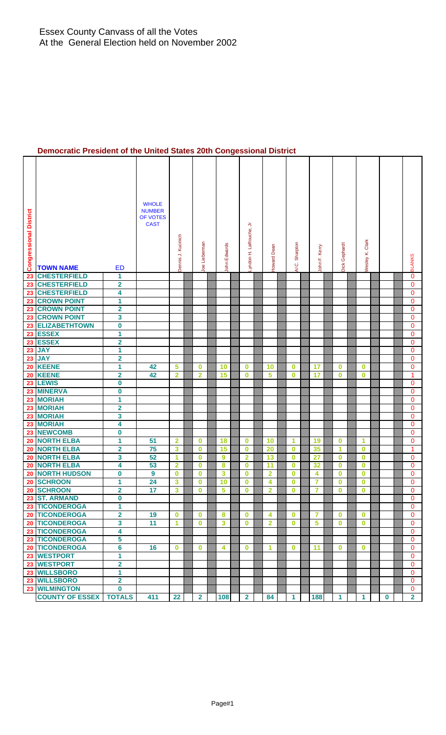Essex County Canvass of all the Votes
At the General Election held on November 2002

## Democratic President of the United States 20th Congessional District

| Congressional District | TOWN NAME | ED | WHOLE NUMBER OF VOTES CAST | Dennis J. Kucinich | Joe Lieberman | John Edwards | Lyndon H. LaRouche, Jr | Howard Dean | Al C. Sharpton | John F. Kerry | Dick Gephardt | Wesley K. Clark | | BLANKS |
|---|---|---|---|---|---|---|---|---|---|---|---|---|---|---|
| 23 | CHESTERFIELD | 1 | | | | | | | | | | | | 0 |
| 23 | CHESTERFIELD | 2 | | | | | | | | | | | | 0 |
| 23 | CHESTERFIELD | 4 | | | | | | | | | | | | 0 |
| 23 | CROWN POINT | 1 | | | | | | | | | | | | 0 |
| 23 | CROWN POINT | 2 | | | | | | | | | | | | 0 |
| 23 | CROWN POINT | 3 | | | | | | | | | | | | 0 |
| 23 | ELIZABETHTOWN | 0 | | | | | | | | | | | | 0 |
| 23 | ESSEX | 1 | | | | | | | | | | | | 0 |
| 23 | ESSEX | 2 | | | | | | | | | | | | 0 |
| 23 | JAY | 1 | | | | | | | | | | | | 0 |
| 23 | JAY | 2 | | | | | | | | | | | | 0 |
| 20 | KEENE | 1 | 42 | 5 | 0 | 10 | 0 | 10 | 0 | 17 | 0 | 0 | | 0 |
| 20 | KEENE | 2 | 42 | 2 | 2 | 15 | 0 | 5 | 0 | 17 | 0 | 0 | | 1 |
| 23 | LEWIS | 0 | | | | | | | | | | | | 0 |
| 23 | MINERVA | 0 | | | | | | | | | | | | 0 |
| 23 | MORIAH | 1 | | | | | | | | | | | | 0 |
| 23 | MORIAH | 2 | | | | | | | | | | | | 0 |
| 23 | MORIAH | 3 | | | | | | | | | | | | 0 |
| 23 | MORIAH | 4 | | | | | | | | | | | | 0 |
| 23 | NEWCOMB | 0 | | | | | | | | | | | | 0 |
| 20 | NORTH ELBA | 1 | 51 | 2 | 0 | 18 | 0 | 10 | 1 | 19 | 0 | 1 | | 0 |
| 20 | NORTH ELBA | 2 | 75 | 3 | 0 | 15 | 0 | 20 | 0 | 35 | 1 | 0 | | 1 |
| 20 | NORTH ELBA | 3 | 52 | 1 | 0 | 9 | 2 | 13 | 0 | 27 | 0 | 0 | | 0 |
| 20 | NORTH ELBA | 4 | 53 | 2 | 0 | 8 | 0 | 11 | 0 | 32 | 0 | 0 | | 0 |
| 20 | NORTH HUDSON | 0 | 9 | 0 | 0 | 3 | 0 | 2 | 0 | 4 | 0 | 0 | | 0 |
| 20 | SCHROON | 1 | 24 | 3 | 0 | 10 | 0 | 4 | 0 | 7 | 0 | 0 | | 0 |
| 20 | SCHROON | 2 | 17 | 3 | 0 | 5 | 0 | 2 | 0 | 7 | 0 | 0 | | 0 |
| 23 | ST. ARMAND | 0 | | | | | | | | | | | | 0 |
| 23 | TICONDEROGA | 1 | | | | | | | | | | | | 0 |
| 20 | TICONDEROGA | 2 | 19 | 0 | 0 | 8 | 0 | 4 | 0 | 7 | 0 | 0 | | 0 |
| 20 | TICONDEROGA | 3 | 11 | 1 | 0 | 3 | 0 | 2 | 0 | 5 | 0 | 0 | | 0 |
| 23 | TICONDEROGA | 4 | | | | | | | | | | | | 0 |
| 23 | TICONDEROGA | 5 | | | | | | | | | | | | 0 |
| 20 | TICONDEROGA | 6 | 16 | 0 | 0 | 4 | 0 | 1 | 0 | 11 | 0 | 0 | | 0 |
| 23 | WESTPORT | 1 | | | | | | | | | | | | 0 |
| 23 | WESTPORT | 2 | | | | | | | | | | | | 0 |
| 23 | WILLSBORO | 1 | | | | | | | | | | | | 0 |
| 23 | WILLSBORO | 2 | | | | | | | | | | | | 0 |
| 23 | WILMINGTON | 0 | | | | | | | | | | | | 0 |
| | COUNTY OF ESSEX | TOTALS | 411 | 22 | 2 | 108 | 2 | 84 | 1 | 188 | 1 | 1 | 0 | 2 |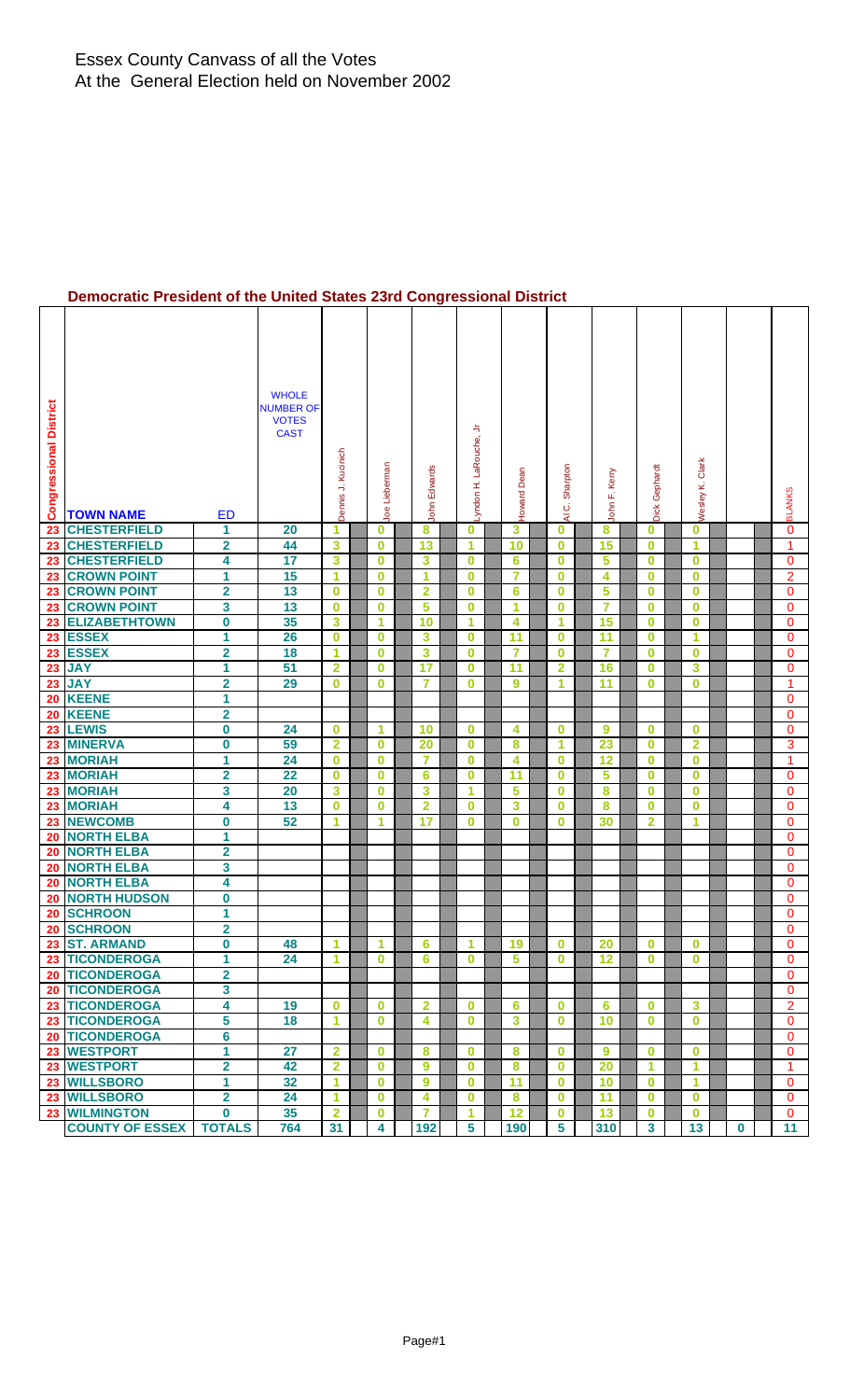# Essex County Canvass of all the Votes
At the General Election held on November 2002

## Democratic President of the United States 23rd Congressional District

| Congressional District | TOWN NAME | ED | WHOLE NUMBER OF VOTES CAST | Dennis J. Kucinich | Joe Lieberman | John Edwards | Lyndon H. LaRouche, Jr | Howard Dean | Al C. Sharpton | John F. Kerry | Dick Gephardt | Wesley K. Clark | | BLANKS |
|---|---|---|---|---|---|---|---|---|---|---|---|---|---|---|
| 23 | CHESTERFIELD | 1 | 20 | 1 | 0 | 8 | 0 | 3 | 0 | 8 | 0 | 0 | | 0 |
| 23 | CHESTERFIELD | 2 | 44 | 3 | 0 | 13 | 1 | 10 | 0 | 15 | 0 | 1 | | 1 |
| 23 | CHESTERFIELD | 4 | 17 | 3 | 0 | 3 | 0 | 6 | 0 | 5 | 0 | 0 | | 0 |
| 23 | CROWN POINT | 1 | 15 | 1 | 0 | 1 | 0 | 7 | 0 | 4 | 0 | 0 | | 2 |
| 23 | CROWN POINT | 2 | 13 | 0 | 0 | 2 | 0 | 6 | 0 | 5 | 0 | 0 | | 0 |
| 23 | CROWN POINT | 3 | 13 | 0 | 0 | 5 | 0 | 1 | 0 | 7 | 0 | 0 | | 0 |
| 23 | ELIZABETHTOWN | 0 | 35 | 3 | 1 | 10 | 1 | 4 | 1 | 15 | 0 | 0 | | 0 |
| 23 | ESSEX | 1 | 26 | 0 | 0 | 3 | 0 | 11 | 0 | 11 | 0 | 1 | | 0 |
| 23 | ESSEX | 2 | 18 | 1 | 0 | 3 | 0 | 7 | 0 | 7 | 0 | 0 | | 0 |
| 23 | JAY | 1 | 51 | 2 | 0 | 17 | 0 | 11 | 2 | 16 | 0 | 3 | | 0 |
| 23 | JAY | 2 | 29 | 0 | 0 | 7 | 0 | 9 | 1 | 11 | 0 | 0 | | 1 |
| 20 | KEENE | 1 | | | | | | | | | | | | 0 |
| 20 | KEENE | 2 | | | | | | | | | | | | 0 |
| 23 | LEWIS | 0 | 24 | 0 | 1 | 10 | 0 | 4 | 0 | 9 | 0 | 0 | | 0 |
| 23 | MINERVA | 0 | 59 | 2 | 0 | 20 | 0 | 8 | 1 | 23 | 0 | 2 | | 3 |
| 23 | MORIAH | 1 | 24 | 0 | 0 | 7 | 0 | 4 | 0 | 12 | 0 | 0 | | 1 |
| 23 | MORIAH | 2 | 22 | 0 | 0 | 6 | 0 | 11 | 0 | 5 | 0 | 0 | | 0 |
| 23 | MORIAH | 3 | 20 | 3 | 0 | 3 | 1 | 5 | 0 | 8 | 0 | 0 | | 0 |
| 23 | MORIAH | 4 | 13 | 0 | 0 | 2 | 0 | 3 | 0 | 8 | 0 | 0 | | 0 |
| 23 | NEWCOMB | 0 | 52 | 1 | 1 | 17 | 0 | 0 | 0 | 30 | 2 | 1 | | 0 |
| 20 | NORTH ELBA | 1 | | | | | | | | | | | | 0 |
| 20 | NORTH ELBA | 2 | | | | | | | | | | | | 0 |
| 20 | NORTH ELBA | 3 | | | | | | | | | | | | 0 |
| 20 | NORTH ELBA | 4 | | | | | | | | | | | | 0 |
| 20 | NORTH HUDSON | 0 | | | | | | | | | | | | 0 |
| 20 | SCHROON | 1 | | | | | | | | | | | | 0 |
| 20 | SCHROON | 2 | | | | | | | | | | | | 0 |
| 23 | ST. ARMAND | 0 | 48 | 1 | 1 | 6 | 1 | 19 | 0 | 20 | 0 | 0 | | 0 |
| 23 | TICONDEROGA | 1 | 24 | 1 | 0 | 6 | 0 | 5 | 0 | 12 | 0 | 0 | | 0 |
| 20 | TICONDEROGA | 2 | | | | | | | | | | | | 0 |
| 20 | TICONDEROGA | 3 | | | | | | | | | | | | 0 |
| 23 | TICONDEROGA | 4 | 19 | 0 | 0 | 2 | 0 | 6 | 0 | 6 | 0 | 3 | | 2 |
| 23 | TICONDEROGA | 5 | 18 | 1 | 0 | 4 | 0 | 3 | 0 | 10 | 0 | 0 | | 0 |
| 20 | TICONDEROGA | 6 | | | | | | | | | | | | 0 |
| 23 | WESTPORT | 1 | 27 | 2 | 0 | 8 | 0 | 8 | 0 | 9 | 0 | 0 | | 0 |
| 23 | WESTPORT | 2 | 42 | 2 | 0 | 9 | 0 | 8 | 0 | 20 | 1 | 1 | | 1 |
| 23 | WILLSBORO | 1 | 32 | 1 | 0 | 9 | 0 | 11 | 0 | 10 | 0 | 1 | | 0 |
| 23 | WILLSBORO | 2 | 24 | 1 | 0 | 4 | 0 | 8 | 0 | 11 | 0 | 0 | | 0 |
| 23 | WILMINGTON | 0 | 35 | 2 | 0 | 7 | 1 | 12 | 0 | 13 | 0 | 0 | | 0 |
| | COUNTY OF ESSEX | TOTALS | 764 | 31 | 4 | 192 | 5 | 190 | 5 | 310 | 3 | 13 | 0 | 11 |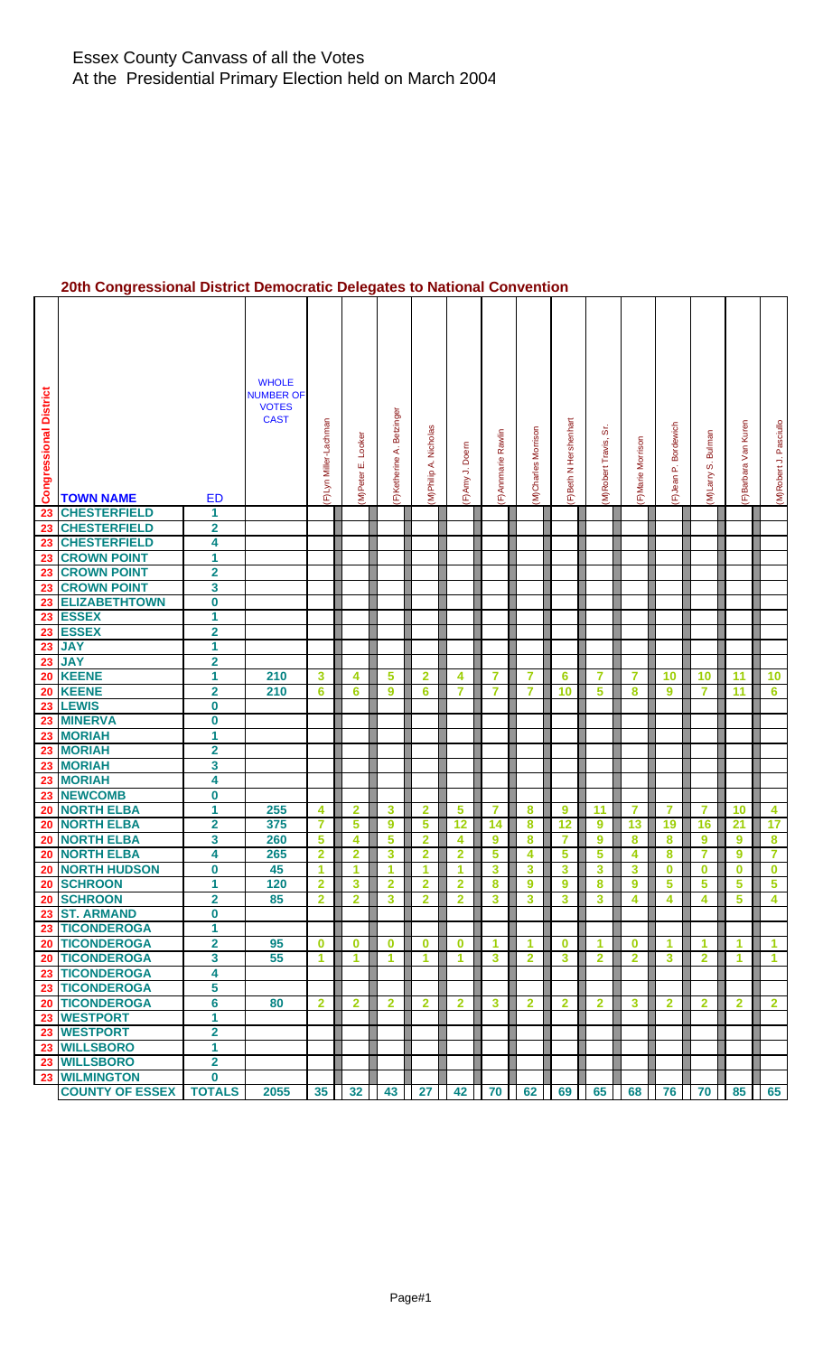# Essex County Canvass of all the Votes
## At the Presidential Primary Election held on March 2004

### 20th Congressional District Democratic Delegates to National Convention

| Congressional District | TOWN NAME | ED | WHOLE NUMBER OF VOTES CAST | (F)Lyn Miller-Lachman | (M)Peter E. Looker | (F)Katherine A. Betzinger | (M)Philip A. Nicholas | (F)Amy J. Doern | (F)Annmarie Rawlin | (M)Charles Morrison | (F)Beth N Hershenhart | (M)Robert Travis, Sr. | (F)Marie Morrison | (F)Jean P. Bordewich | (M)Larry S. Bulman | (F)Barbara Van Kuren | (M)Robert J. Pasciullo |
|---|---|---|---|---|---|---|---|---|---|---|---|---|---|---|---|---|---|
| 23 | CHESTERFIELD | 1 | | | | | | | | | | | | | | | |
| 23 | CHESTERFIELD | 2 | | | | | | | | | | | | | | | |
| 23 | CHESTERFIELD | 4 | | | | | | | | | | | | | | | |
| 23 | CROWN POINT | 1 | | | | | | | | | | | | | | | |
| 23 | CROWN POINT | 2 | | | | | | | | | | | | | | | |
| 23 | CROWN POINT | 3 | | | | | | | | | | | | | | | |
| 23 | ELIZABETHTOWN | 0 | | | | | | | | | | | | | | | |
| 23 | ESSEX | 1 | | | | | | | | | | | | | | | |
| 23 | ESSEX | 2 | | | | | | | | | | | | | | | |
| 23 | JAY | 1 | | | | | | | | | | | | | | | |
| 23 | JAY | 2 | | | | | | | | | | | | | | | |
| 20 | KEENE | 1 | 210 | 3 | 4 | 5 | 2 | 4 | 7 | 7 | 6 | 7 | 7 | 10 | 10 | 11 | 10 |
| 20 | KEENE | 2 | 210 | 6 | 6 | 9 | 6 | 7 | 7 | 7 | 10 | 5 | 8 | 9 | 7 | 11 | 6 |
| 23 | LEWIS | 0 | | | | | | | | | | | | | | | |
| 23 | MINERVA | 0 | | | | | | | | | | | | | | | |
| 23 | MORIAH | 1 | | | | | | | | | | | | | | | |
| 23 | MORIAH | 2 | | | | | | | | | | | | | | | |
| 23 | MORIAH | 3 | | | | | | | | | | | | | | | |
| 23 | MORIAH | 4 | | | | | | | | | | | | | | | |
| 23 | NEWCOMB | 0 | | | | | | | | | | | | | | | |
| 20 | NORTH ELBA | 1 | 255 | 4 | 2 | 3 | 2 | 5 | 7 | 8 | 9 | 11 | 7 | 7 | 7 | 10 | 4 |
| 20 | NORTH ELBA | 2 | 375 | 7 | 5 | 9 | 5 | 12 | 14 | 8 | 12 | 9 | 13 | 19 | 16 | 21 | 17 |
| 20 | NORTH ELBA | 3 | 260 | 5 | 4 | 5 | 2 | 4 | 9 | 8 | 7 | 9 | 8 | 8 | 9 | 9 | 8 |
| 20 | NORTH ELBA | 4 | 265 | 2 | 2 | 3 | 2 | 2 | 5 | 4 | 5 | 5 | 4 | 8 | 7 | 9 | 7 |
| 20 | NORTH HUDSON | 0 | 45 | 1 | 1 | 1 | 1 | 1 | 3 | 3 | 3 | 3 | 3 | 0 | 0 | 0 | 0 |
| 20 | SCHROON | 1 | 120 | 2 | 3 | 2 | 2 | 2 | 8 | 9 | 9 | 8 | 9 | 5 | 5 | 5 | 5 |
| 20 | SCHROON | 2 | 85 | 2 | 2 | 3 | 2 | 2 | 3 | 3 | 3 | 3 | 4 | 4 | 4 | 5 | 4 |
| 23 | ST. ARMAND | 0 | | | | | | | | | | | | | | | |
| 23 | TICONDEROGA | 1 | | | | | | | | | | | | | | | |
| 20 | TICONDEROGA | 2 | 95 | 0 | 0 | 0 | 0 | 0 | 1 | 1 | 0 | 1 | 0 | 1 | 1 | 1 | 1 |
| 20 | TICONDEROGA | 3 | 55 | 1 | 1 | 1 | 1 | 1 | 3 | 2 | 3 | 2 | 2 | 3 | 2 | 1 | 1 |
| 23 | TICONDEROGA | 4 | | | | | | | | | | | | | | | |
| 23 | TICONDEROGA | 5 | | | | | | | | | | | | | | | |
| 20 | TICONDEROGA | 6 | 80 | 2 | 2 | 2 | 2 | 2 | 3 | 2 | 2 | 2 | 3 | 2 | 2 | 2 | 2 |
| 23 | WESTPORT | 1 | | | | | | | | | | | | | | | |
| 23 | WESTPORT | 2 | | | | | | | | | | | | | | | |
| 23 | WILLSBORO | 1 | | | | | | | | | | | | | | | |
| 23 | WILLSBORO | 2 | | | | | | | | | | | | | | | |
| 23 | WILMINGTON | 0 | | | | | | | | | | | | | | | |
| | COUNTY OF ESSEX | TOTALS | 2055 | 35 | 32 | 43 | 27 | 42 | 70 | 62 | 69 | 65 | 68 | 76 | 70 | 85 | 65 |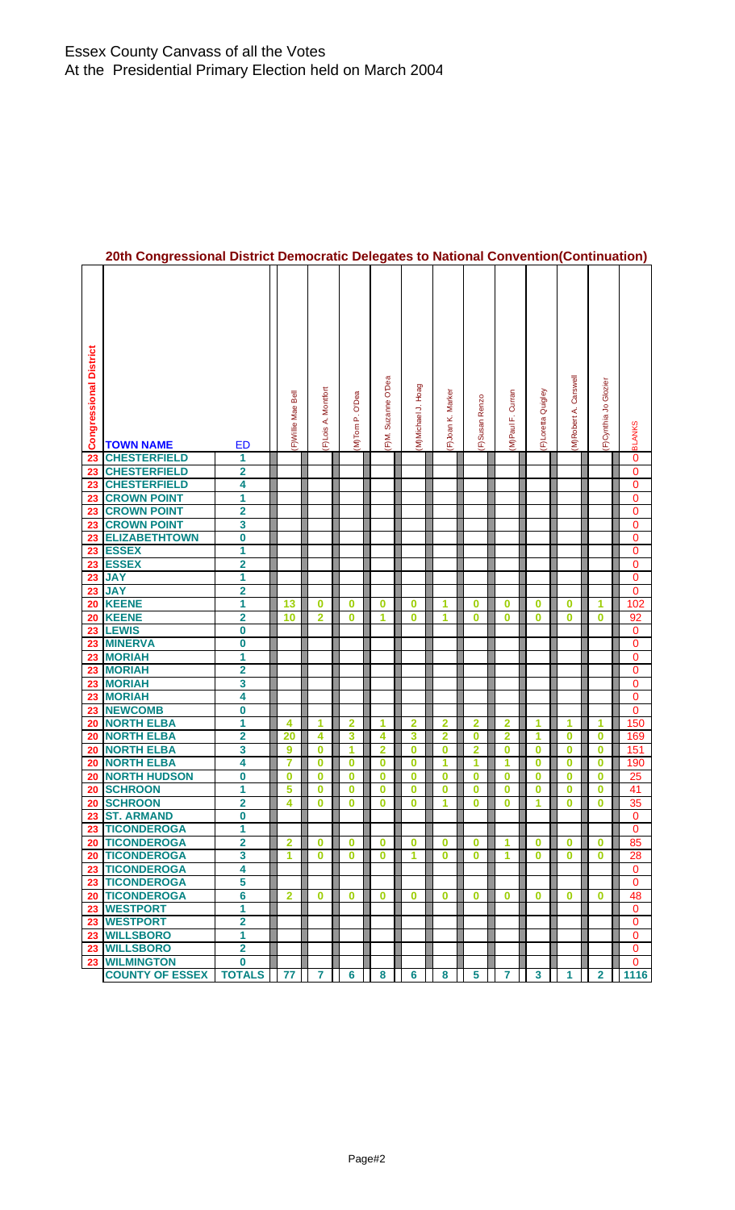# Essex County Canvass of all the Votes
At the Presidential Primary Election held on March 2004

## 20th Congressional District Democratic Delegates to National Convention(Continuation)

| Congressional District | TOWN NAME | ED | (F)Willie Mae Bell | (F)Lois A. Montfort | (M)Tom P. O'Dea | (F)M. Suzanne O'Dea | (M)Michael J. Hoag | (F)Joan K. Marker | (F)Susan Renzo | (M)Paul F. Curran | (F)Loretta Quigley | (M)Robert A. Carswell | (F)Cynthia Jo Glozier | BLANKS |
|---|---|---|---|---|---|---|---|---|---|---|---|---|---|---|
| 23 | CHESTERFIELD | 1 | | | | | | | | | | | | 0 |
| 23 | CHESTERFIELD | 2 | | | | | | | | | | | | 0 |
| 23 | CHESTERFIELD | 4 | | | | | | | | | | | | 0 |
| 23 | CROWN POINT | 1 | | | | | | | | | | | | 0 |
| 23 | CROWN POINT | 2 | | | | | | | | | | | | 0 |
| 23 | CROWN POINT | 3 | | | | | | | | | | | | 0 |
| 23 | ELIZABETHTOWN | 0 | | | | | | | | | | | | 0 |
| 23 | ESSEX | 1 | | | | | | | | | | | | 0 |
| 23 | ESSEX | 2 | | | | | | | | | | | | 0 |
| 23 | JAY | 1 | | | | | | | | | | | | 0 |
| 23 | JAY | 2 | | | | | | | | | | | | 0 |
| 20 | KEENE | 1 | 13 | 0 | 0 | 0 | 0 | 1 | 0 | 0 | 0 | 0 | 1 | 102 |
| 20 | KEENE | 2 | 10 | 2 | 0 | 1 | 0 | 1 | 0 | 0 | 0 | 0 | 0 | 92 |
| 23 | LEWIS | 0 | | | | | | | | | | | | 0 |
| 23 | MINERVA | 0 | | | | | | | | | | | | 0 |
| 23 | MORIAH | 1 | | | | | | | | | | | | 0 |
| 23 | MORIAH | 2 | | | | | | | | | | | | 0 |
| 23 | MORIAH | 3 | | | | | | | | | | | | 0 |
| 23 | MORIAH | 4 | | | | | | | | | | | | 0 |
| 23 | NEWCOMB | 0 | | | | | | | | | | | | 0 |
| 20 | NORTH ELBA | 1 | 4 | 1 | 2 | 1 | 2 | 2 | 2 | 2 | 1 | 1 | 1 | 150 |
| 20 | NORTH ELBA | 2 | 20 | 4 | 3 | 4 | 3 | 2 | 0 | 2 | 1 | 0 | 0 | 169 |
| 20 | NORTH ELBA | 3 | 9 | 0 | 1 | 2 | 0 | 0 | 2 | 0 | 0 | 0 | 0 | 151 |
| 20 | NORTH ELBA | 4 | 7 | 0 | 0 | 0 | 0 | 1 | 1 | 1 | 0 | 0 | 0 | 190 |
| 20 | NORTH HUDSON | 0 | 0 | 0 | 0 | 0 | 0 | 0 | 0 | 0 | 0 | 0 | 0 | 25 |
| 20 | SCHROON | 1 | 5 | 0 | 0 | 0 | 0 | 0 | 0 | 0 | 0 | 0 | 0 | 41 |
| 20 | SCHROON | 2 | 4 | 0 | 0 | 0 | 0 | 1 | 0 | 0 | 1 | 0 | 0 | 35 |
| 23 | ST. ARMAND | 0 | | | | | | | | | | | | 0 |
| 23 | TICONDEROGA | 1 | | | | | | | | | | | | 0 |
| 20 | TICONDEROGA | 2 | 2 | 0 | 0 | 0 | 0 | 0 | 0 | 1 | 0 | 0 | 0 | 85 |
| 20 | TICONDEROGA | 3 | 1 | 0 | 0 | 0 | 1 | 0 | 0 | 1 | 0 | 0 | 0 | 28 |
| 23 | TICONDEROGA | 4 | | | | | | | | | | | | 0 |
| 23 | TICONDEROGA | 5 | | | | | | | | | | | | 0 |
| 20 | TICONDEROGA | 6 | 2 | 0 | 0 | 0 | 0 | 0 | 0 | 0 | 0 | 0 | 0 | 48 |
| 23 | WESTPORT | 1 | | | | | | | | | | | | 0 |
| 23 | WESTPORT | 2 | | | | | | | | | | | | 0 |
| 23 | WILLSBORO | 1 | | | | | | | | | | | | 0 |
| 23 | WILLSBORO | 2 | | | | | | | | | | | | 0 |
| 23 | WILMINGTON | 0 | | | | | | | | | | | | 0 |
| | COUNTY OF ESSEX | TOTALS | 77 | 7 | 6 | 8 | 6 | 8 | 5 | 7 | 3 | 1 | 2 | 1116 |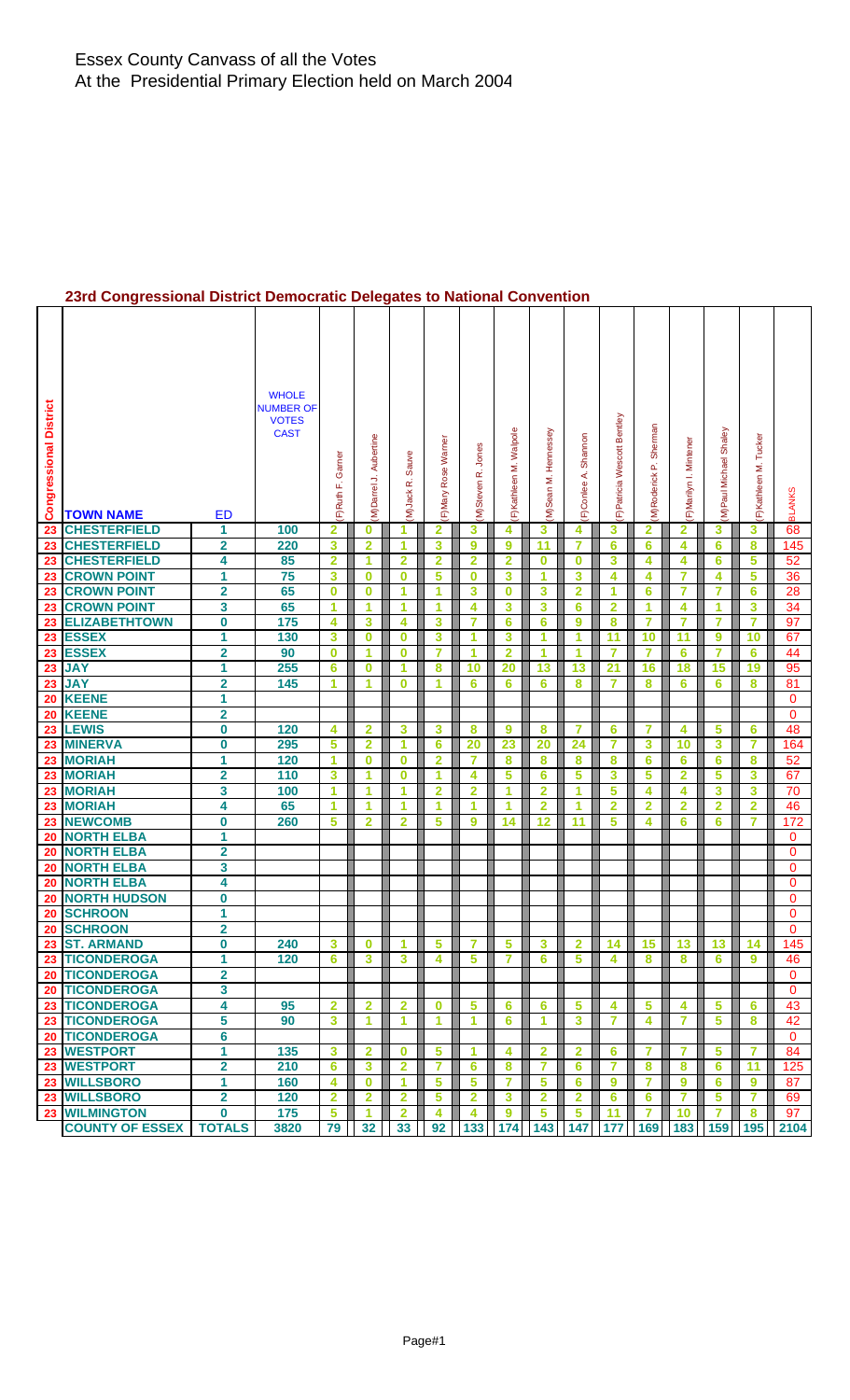# Essex County Canvass of all the Votes
At the Presidential Primary Election held on March 2004

## 23rd Congressional District Democratic Delegates to National Convention

| Congressional District | TOWN NAME | ED | WHOLE NUMBER OF VOTES CAST | (F)Ruth F. Garner | (M)Darrel J. Aubertine | (M)Jack R. Sauve | (F)Mary Rose Warner | (M)Steven R. Jones | (F)Kathleen M. Walpole | (M)Sean M. Hennessey | (F)Conlee A. Shannon | (F)Patricia Wescott Bentley | (M)Roderick P. Sherman | (F)Marilyn I. Minteer | (M)Paul Michael Shaley | (F)Kathleen M. Tucker | BLANKS |
|---|---|---|---|---|---|---|---|---|---|---|---|---|---|---|---|---|---|
| 23 | CHESTERFIELD | 1 | 100 | 2 | 0 | 1 | 2 | 3 | 4 | 3 | 4 | 3 | 2 | 2 | 3 | 3 | 68 |
| 23 | CHESTERFIELD | 2 | 220 | 3 | 2 | 1 | 3 | 9 | 9 | 11 | 7 | 6 | 6 | 4 | 6 | 8 | 145 |
| 23 | CHESTERFIELD | 4 | 85 | 2 | 1 | 2 | 2 | 2 | 2 | 0 | 0 | 3 | 4 | 4 | 6 | 5 | 52 |
| 23 | CROWN POINT | 1 | 75 | 3 | 0 | 0 | 5 | 0 | 3 | 1 | 3 | 4 | 4 | 7 | 4 | 5 | 36 |
| 23 | CROWN POINT | 2 | 65 | 0 | 0 | 1 | 1 | 3 | 0 | 3 | 2 | 1 | 6 | 7 | 7 | 6 | 28 |
| 23 | CROWN POINT | 3 | 65 | 1 | 1 | 1 | 1 | 4 | 3 | 3 | 6 | 2 | 1 | 4 | 1 | 3 | 34 |
| 23 | ELIZABETHTOWN | 0 | 175 | 4 | 3 | 4 | 3 | 7 | 6 | 6 | 9 | 8 | 7 | 7 | 7 | 7 | 97 |
| 23 | ESSEX | 1 | 130 | 3 | 0 | 0 | 3 | 1 | 3 | 1 | 1 | 11 | 10 | 11 | 9 | 10 | 67 |
| 23 | ESSEX | 2 | 90 | 0 | 1 | 0 | 7 | 1 | 2 | 1 | 1 | 7 | 7 | 6 | 7 | 6 | 44 |
| 23 | JAY | 1 | 255 | 6 | 0 | 1 | 8 | 10 | 20 | 13 | 13 | 21 | 16 | 18 | 15 | 19 | 95 |
| 23 | JAY | 2 | 145 | 1 | 1 | 0 | 1 | 6 | 6 | 6 | 8 | 7 | 8 | 6 | 6 | 8 | 81 |
| 20 | KEENE | 1 | | | | | | | | | | | | | | | 0 |
| 20 | KEENE | 2 | | | | | | | | | | | | | | | 0 |
| 23 | LEWIS | 0 | 120 | 4 | 2 | 3 | 3 | 8 | 9 | 8 | 7 | 6 | 7 | 4 | 5 | 6 | 48 |
| 23 | MINERVA | 0 | 295 | 5 | 2 | 1 | 6 | 20 | 23 | 20 | 24 | 7 | 3 | 10 | 3 | 7 | 164 |
| 23 | MORIAH | 1 | 120 | 1 | 0 | 0 | 2 | 7 | 8 | 8 | 8 | 8 | 6 | 6 | 6 | 8 | 52 |
| 23 | MORIAH | 2 | 110 | 3 | 1 | 0 | 1 | 4 | 5 | 6 | 5 | 3 | 5 | 2 | 5 | 3 | 67 |
| 23 | MORIAH | 3 | 100 | 1 | 1 | 1 | 2 | 2 | 1 | 2 | 1 | 5 | 4 | 4 | 3 | 3 | 70 |
| 23 | MORIAH | 4 | 65 | 1 | 1 | 1 | 1 | 1 | 1 | 2 | 1 | 2 | 2 | 2 | 2 | 2 | 46 |
| 23 | NEWCOMB | 0 | 260 | 5 | 2 | 2 | 5 | 9 | 14 | 12 | 11 | 5 | 4 | 6 | 6 | 7 | 172 |
| 20 | NORTH ELBA | 1 | | | | | | | | | | | | | | | 0 |
| 20 | NORTH ELBA | 2 | | | | | | | | | | | | | | | 0 |
| 20 | NORTH ELBA | 3 | | | | | | | | | | | | | | | 0 |
| 20 | NORTH ELBA | 4 | | | | | | | | | | | | | | | 0 |
| 20 | NORTH HUDSON | 0 | | | | | | | | | | | | | | | 0 |
| 20 | SCHROON | 1 | | | | | | | | | | | | | | | 0 |
| 20 | SCHROON | 2 | | | | | | | | | | | | | | | 0 |
| 23 | ST. ARMAND | 0 | 240 | 3 | 0 | 1 | 5 | 7 | 5 | 3 | 2 | 14 | 15 | 13 | 13 | 14 | 145 |
| 23 | TICONDEROGA | 1 | 120 | 6 | 3 | 3 | 4 | 5 | 7 | 6 | 5 | 4 | 8 | 8 | 6 | 9 | 46 |
| 20 | TICONDEROGA | 2 | | | | | | | | | | | | | | | 0 |
| 20 | TICONDEROGA | 3 | | | | | | | | | | | | | | | 0 |
| 23 | TICONDEROGA | 4 | 95 | 2 | 2 | 2 | 0 | 5 | 6 | 6 | 5 | 4 | 5 | 4 | 5 | 6 | 43 |
| 23 | TICONDEROGA | 5 | 90 | 3 | 1 | 1 | 1 | 1 | 6 | 1 | 3 | 7 | 4 | 7 | 5 | 8 | 42 |
| 20 | TICONDEROGA | 6 | | | | | | | | | | | | | | | 0 |
| 23 | WESTPORT | 1 | 135 | 3 | 2 | 0 | 5 | 1 | 4 | 2 | 2 | 6 | 7 | 7 | 5 | 7 | 84 |
| 23 | WESTPORT | 2 | 210 | 6 | 3 | 2 | 7 | 6 | 8 | 7 | 6 | 7 | 8 | 8 | 6 | 11 | 125 |
| 23 | WILLSBORO | 1 | 160 | 4 | 0 | 1 | 5 | 5 | 7 | 5 | 6 | 9 | 7 | 9 | 6 | 9 | 87 |
| 23 | WILLSBORO | 2 | 120 | 2 | 2 | 2 | 5 | 2 | 3 | 2 | 2 | 6 | 6 | 7 | 5 | 7 | 69 |
| 23 | WILMINGTON | 0 | 175 | 5 | 1 | 2 | 4 | 4 | 9 | 5 | 5 | 11 | 7 | 10 | 7 | 8 | 97 |
| | COUNTY OF ESSEX | TOTALS | 3820 | 79 | 32 | 33 | 92 | 133 | 174 | 143 | 147 | 177 | 169 | 183 | 159 | 195 | 2104 |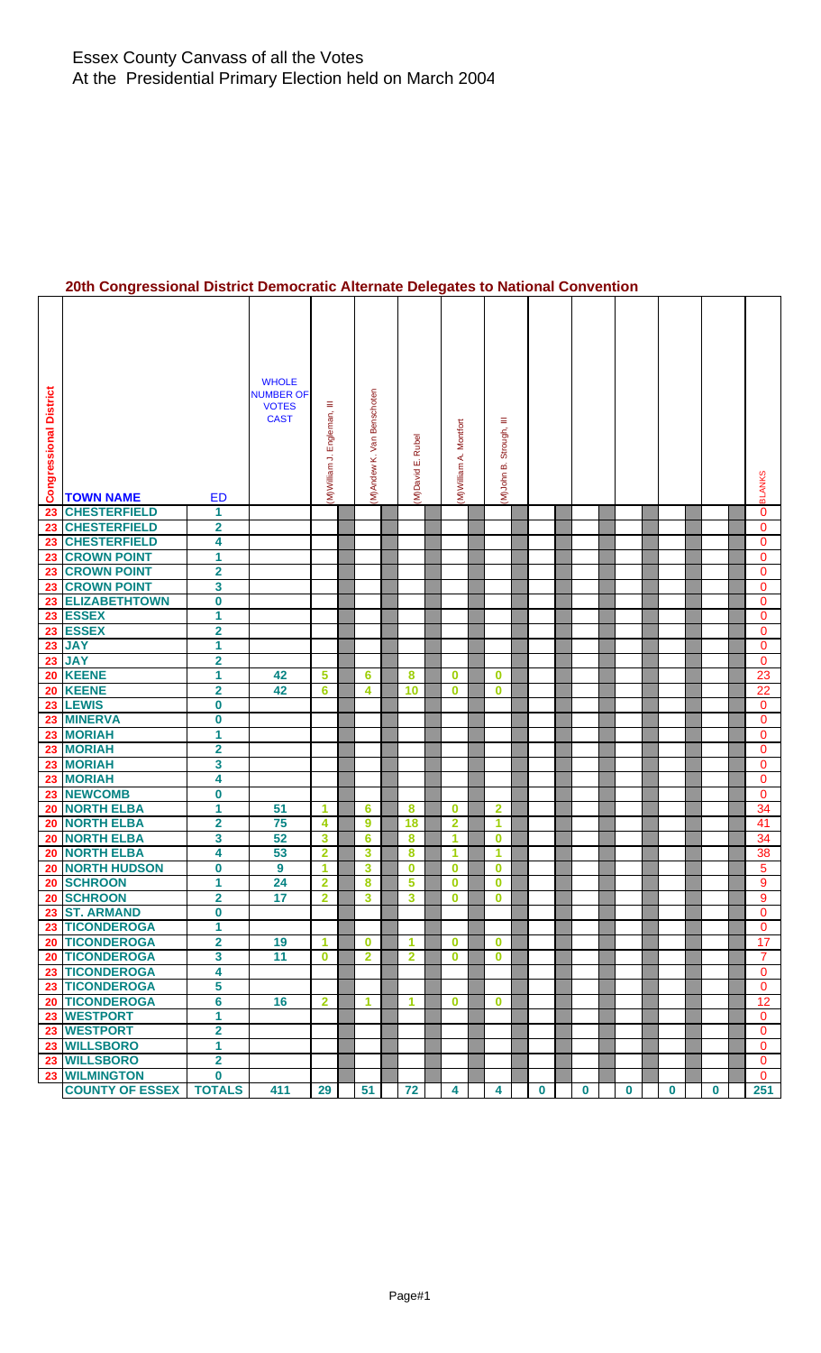# Essex County Canvass of all the Votes
At the Presidential Primary Election held on March 2004

## 20th Congressional District Democratic Alternate Delegates to National Convention

| Congressional District | TOWN NAME | ED | WHOLE NUMBER OF VOTES CAST | (M)William J. Engleman, III | (M)Andrew K. Van Benschoten | (M)David E. Rubel | (M)William A. Montfort | (M)John B. Strough, III | | | | | | BLANKS |
|---|---|---|---|---|---|---|---|---|---|---|---|---|---|---|
| 23 | CHESTERFIELD | 1 | | | | | | | | | | | | 0 |
| 23 | CHESTERFIELD | 2 | | | | | | | | | | | | 0 |
| 23 | CHESTERFIELD | 4 | | | | | | | | | | | | 0 |
| 23 | CROWN POINT | 1 | | | | | | | | | | | | 0 |
| 23 | CROWN POINT | 2 | | | | | | | | | | | | 0 |
| 23 | CROWN POINT | 3 | | | | | | | | | | | | 0 |
| 23 | ELIZABETHTOWN | 0 | | | | | | | | | | | | 0 |
| 23 | ESSEX | 1 | | | | | | | | | | | | 0 |
| 23 | ESSEX | 2 | | | | | | | | | | | | 0 |
| 23 | JAY | 1 | | | | | | | | | | | | 0 |
| 23 | JAY | 2 | | | | | | | | | | | | 0 |
| 20 | KEENE | 1 | 42 | 5 | 6 | 8 | 0 | 0 | | | | | | 23 |
| 20 | KEENE | 2 | 42 | 6 | 4 | 10 | 0 | 0 | | | | | | 22 |
| 23 | LEWIS | 0 | | | | | | | | | | | | 0 |
| 23 | MINERVA | 0 | | | | | | | | | | | | 0 |
| 23 | MORIAH | 1 | | | | | | | | | | | | 0 |
| 23 | MORIAH | 2 | | | | | | | | | | | | 0 |
| 23 | MORIAH | 3 | | | | | | | | | | | | 0 |
| 23 | MORIAH | 4 | | | | | | | | | | | | 0 |
| 23 | NEWCOMB | 0 | | | | | | | | | | | | 0 |
| 20 | NORTH ELBA | 1 | 51 | 1 | 6 | 8 | 0 | 2 | | | | | | 34 |
| 20 | NORTH ELBA | 2 | 75 | 4 | 9 | 18 | 2 | 1 | | | | | | 41 |
| 20 | NORTH ELBA | 3 | 52 | 3 | 6 | 8 | 1 | 0 | | | | | | 34 |
| 20 | NORTH ELBA | 4 | 53 | 2 | 3 | 8 | 1 | 1 | | | | | | 38 |
| 20 | NORTH HUDSON | 0 | 9 | 1 | 3 | 0 | 0 | 0 | | | | | | 5 |
| 20 | SCHROON | 1 | 24 | 2 | 8 | 5 | 0 | 0 | | | | | | 9 |
| 20 | SCHROON | 2 | 17 | 2 | 3 | 3 | 0 | 0 | | | | | | 9 |
| 23 | ST. ARMAND | 0 | | | | | | | | | | | | 0 |
| 23 | TICONDEROGA | 1 | | | | | | | | | | | | 0 |
| 20 | TICONDEROGA | 2 | 19 | 1 | 0 | 1 | 0 | 0 | | | | | | 17 |
| 20 | TICONDEROGA | 3 | 11 | 0 | 2 | 2 | 0 | 0 | | | | | | 7 |
| 23 | TICONDEROGA | 4 | | | | | | | | | | | | 0 |
| 23 | TICONDEROGA | 5 | | | | | | | | | | | | 0 |
| 20 | TICONDEROGA | 6 | 16 | 2 | 1 | 1 | 0 | 0 | | | | | | 12 |
| 23 | WESTPORT | 1 | | | | | | | | | | | | 0 |
| 23 | WESTPORT | 2 | | | | | | | | | | | | 0 |
| 23 | WILLSBORO | 1 | | | | | | | | | | | | 0 |
| 23 | WILLSBORO | 2 | | | | | | | | | | | | 0 |
| 23 | WILMINGTON | 0 | | | | | | | | | | | | 0 |
| | COUNTY OF ESSEX | TOTALS | 411 | 29 | 51 | 72 | 4 | 4 | 0 | 0 | 0 | 0 | 0 | 251 |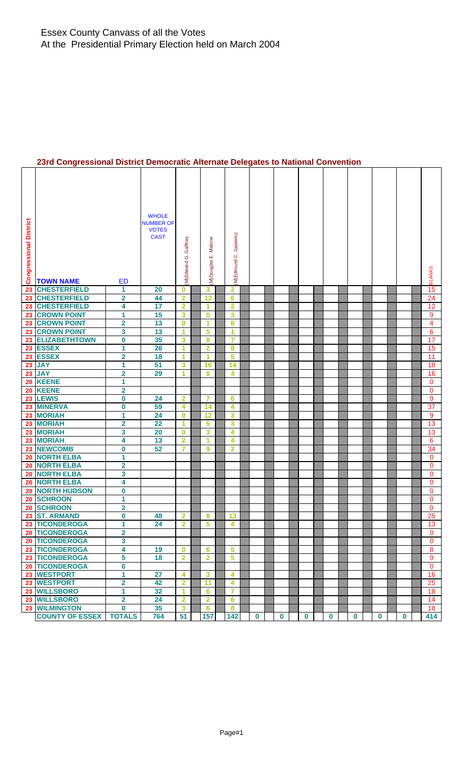# Essex County Canvass of all the Votes
At the Presidential Primary Election held on March 2004

## 23rd Congressional District Democratic Alternate Delegates to National Convention

| Congressional District | TOWN NAME | ED | WHOLE NUMBER OF VOTES CAST | (M)Edward G. Gaffney | (M)Douglas E. Malone | (M)Edmund C. Jasewicz | | | | | | | | BLANKS |
|---|---|---|---|---|---|---|---|---|---|---|---|---|---|---|
| 23 | CHESTERFIELD | 1 | 20 | 0 | 3 | 2 | | | | | | | | 15 |
| 23 | CHESTERFIELD | 2 | 44 | 2 | 12 | 6 | | | | | | | | 24 |
| 23 | CHESTERFIELD | 4 | 17 | 2 | 1 | 2 | | | | | | | | 12 |
| 23 | CROWN POINT | 1 | 15 | 3 | 0 | 3 | | | | | | | | 9 |
| 23 | CROWN POINT | 2 | 13 | 0 | 1 | 8 | | | | | | | | 4 |
| 23 | CROWN POINT | 3 | 13 | 1 | 5 | 1 | | | | | | | | 6 |
| 23 | ELIZABETHTOWN | 0 | 35 | 3 | 8 | 7 | | | | | | | | 17 |
| 23 | ESSEX | 1 | 26 | 1 | 2 | 8 | | | | | | | | 15 |
| 23 | ESSEX | 2 | 18 | 1 | 1 | 5 | | | | | | | | 11 |
| 23 | JAY | 1 | 51 | 3 | 16 | 14 | | | | | | | | 18 |
| 23 | JAY | 2 | 29 | 1 | 8 | 4 | | | | | | | | 16 |
| 20 | KEENE | 1 | | | | | | | | | | | | 0 |
| 20 | KEENE | 2 | | | | | | | | | | | | 0 |
| 23 | LEWIS | 0 | 24 | 2 | 7 | 6 | | | | | | | | 9 |
| 23 | MINERVA | 0 | 59 | 4 | 14 | 4 | | | | | | | | 37 |
| 23 | MORIAH | 1 | 24 | 0 | 12 | 3 | | | | | | | | 9 |
| 23 | MORIAH | 2 | 22 | 1 | 5 | 3 | | | | | | | | 13 |
| 23 | MORIAH | 3 | 20 | 0 | 3 | 4 | | | | | | | | 13 |
| 23 | MORIAH | 4 | 13 | 2 | 1 | 4 | | | | | | | | 6 |
| 23 | NEWCOMB | 0 | 52 | 7 | 9 | 2 | | | | | | | | 34 |
| 20 | NORTH ELBA | 1 | | | | | | | | | | | | 0 |
| 20 | NORTH ELBA | 2 | | | | | | | | | | | | 0 |
| 20 | NORTH ELBA | 3 | | | | | | | | | | | | 0 |
| 20 | NORTH ELBA | 4 | | | | | | | | | | | | 0 |
| 20 | NORTH HUDSON | 0 | | | | | | | | | | | | 0 |
| 20 | SCHROON | 1 | | | | | | | | | | | | 0 |
| 20 | SCHROON | 2 | | | | | | | | | | | | 0 |
| 23 | ST. ARMAND | 0 | 48 | 2 | 8 | 13 | | | | | | | | 25 |
| 23 | TICONDEROGA | 1 | 24 | 2 | 5 | 4 | | | | | | | | 13 |
| 20 | TICONDEROGA | 2 | | | | | | | | | | | | 0 |
| 20 | TICONDEROGA | 3 | | | | | | | | | | | | 0 |
| 23 | TICONDEROGA | 4 | 19 | 0 | 6 | 5 | | | | | | | | 8 |
| 23 | TICONDEROGA | 5 | 18 | 2 | 2 | 5 | | | | | | | | 9 |
| 20 | TICONDEROGA | 6 | | | | | | | | | | | | 0 |
| 23 | WESTPORT | 1 | 27 | 4 | 3 | 4 | | | | | | | | 16 |
| 23 | WESTPORT | 2 | 42 | 2 | 11 | 4 | | | | | | | | 25 |
| 23 | WILLSBORO | 1 | 32 | 1 | 6 | 7 | | | | | | | | 18 |
| 23 | WILLSBORO | 2 | 24 | 2 | 2 | 6 | | | | | | | | 14 |
| 23 | WILMINGTON | 0 | 35 | 3 | 6 | 8 | | | | | | | | 18 |
| | COUNTY OF ESSEX | TOTALS | 764 | 51 | 157 | 142 | 0 | 0 | 0 | 0 | 0 | 0 | 0 | 414 |